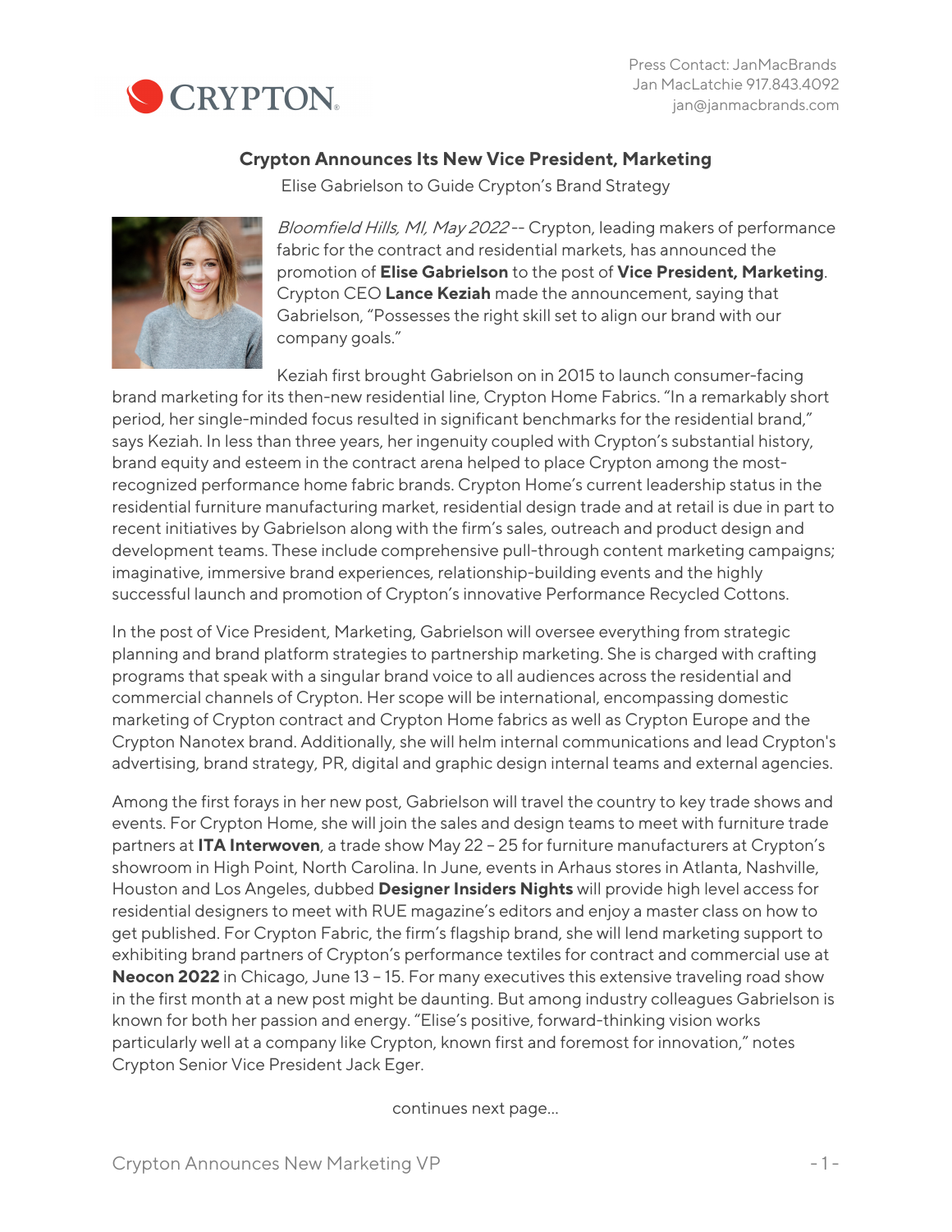Press Contact: JanMacBrands
Jan MacLatchie 917.843.4092
jan@janmacbrands.com

# Crypton Announces Its New Vice President, Marketing

Elise Gabrielson to Guide Crypton's Brand Strategy

*Bloomfield Hills, MI, May 2022* -- Crypton, leading makers of performance fabric for the contract and residential markets, has announced the promotion of **Elise Gabrielson** to the post of **Vice President, Marketing**. Crypton CEO **Lance Keziah** made the announcement, saying that Gabrielson, "Possesses the right skill set to align our brand with our company goals."

Keziah first brought Gabrielson on in 2015 to launch consumer-facing brand marketing for its then-new residential line, Crypton Home Fabrics. "In a remarkably short period, her single-minded focus resulted in significant benchmarks for the residential brand," says Keziah. In less than three years, her ingenuity coupled with Crypton's substantial history, brand equity and esteem in the contract arena helped to place Crypton among the most-recognized performance home fabric brands. Crypton Home's current leadership status in the residential furniture manufacturing market, residential design trade and at retail is due in part to recent initiatives by Gabrielson along with the firm's sales, outreach and product design and development teams. These include comprehensive pull-through content marketing campaigns; imaginative, immersive brand experiences, relationship-building events and the highly successful launch and promotion of Crypton's innovative Performance Recycled Cottons.

In the post of Vice President, Marketing, Gabrielson will oversee everything from strategic planning and brand platform strategies to partnership marketing. She is charged with crafting programs that speak with a singular brand voice to all audiences across the residential and commercial channels of Crypton. Her scope will be international, encompassing domestic marketing of Crypton contract and Crypton Home fabrics as well as Crypton Europe and the Crypton Nanotex brand. Additionally, she will helm internal communications and lead Crypton's advertising, brand strategy, PR, digital and graphic design internal teams and external agencies.

Among the first forays in her new post, Gabrielson will travel the country to key trade shows and events. For Crypton Home, she will join the sales and design teams to meet with furniture trade partners at **ITA Interwoven**, a trade show May 22 – 25 for furniture manufacturers at Crypton's showroom in High Point, North Carolina. In June, events in Arhaus stores in Atlanta, Nashville, Houston and Los Angeles, dubbed **Designer Insiders Nights** will provide high level access for residential designers to meet with RUE magazine's editors and enjoy a master class on how to get published. For Crypton Fabric, the firm's flagship brand, she will lend marketing support to exhibiting brand partners of Crypton's performance textiles for contract and commercial use at **Neocon 2022** in Chicago, June 13 – 15. For many executives this extensive traveling road show in the first month at a new post might be daunting. But among industry colleagues Gabrielson is known for both her passion and energy. "Elise's positive, forward-thinking vision works particularly well at a company like Crypton, known first and foremost for innovation," notes Crypton Senior Vice President Jack Eger.

continues next page...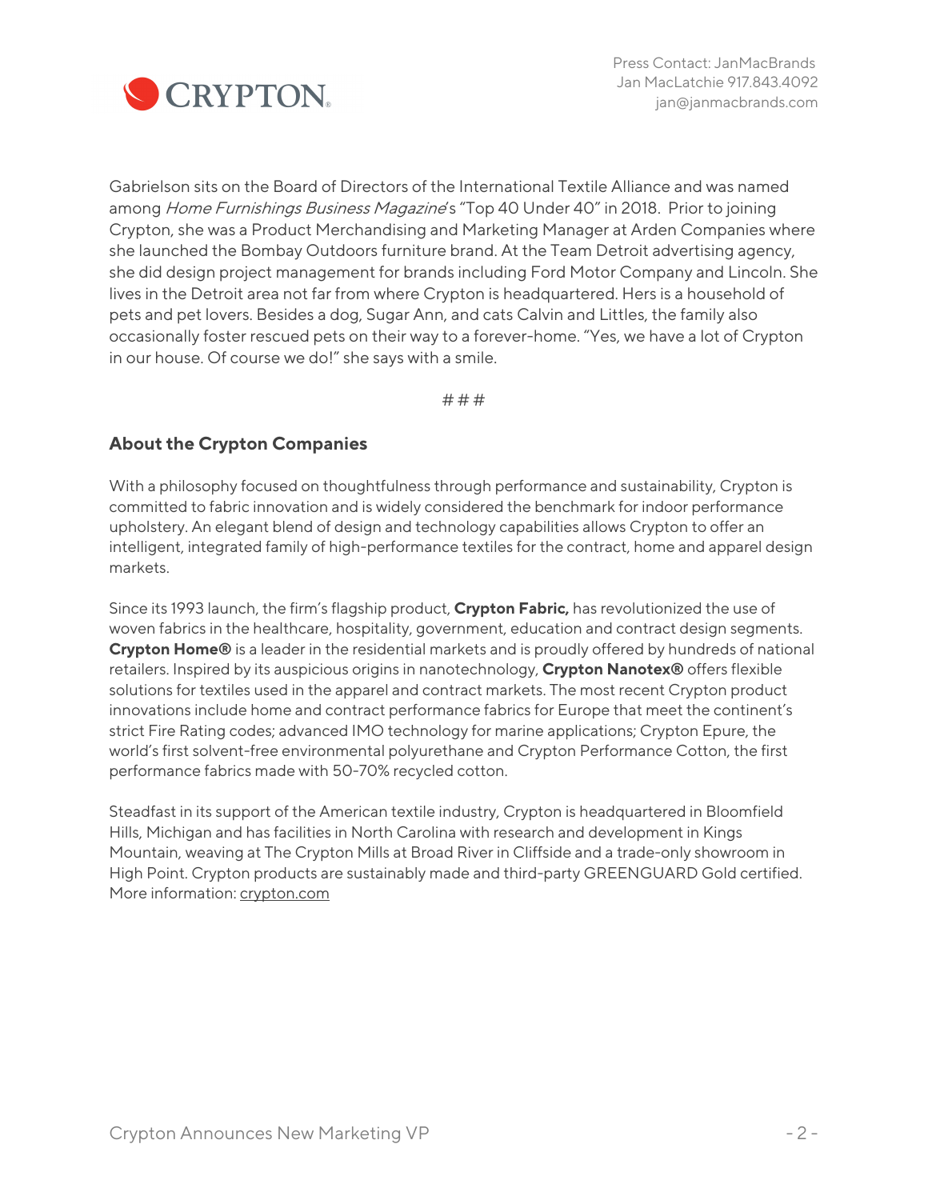Gabrielson sits on the Board of Directors of the International Textile Alliance and was named among *Home Furnishings Business Magazine*'s "Top 40 Under 40" in 2018. Prior to joining Crypton, she was a Product Merchandising and Marketing Manager at Arden Companies where she launched the Bombay Outdoors furniture brand. At the Team Detroit advertising agency, she did design project management for brands including Ford Motor Company and Lincoln. She lives in the Detroit area not far from where Crypton is headquartered. Hers is a household of pets and pet lovers. Besides a dog, Sugar Ann, and cats Calvin and Littles, the family also occasionally foster rescued pets on their way to a forever-home. "Yes, we have a lot of Crypton in our house. Of course we do!" she says with a smile.

# # #

**About the Crypton Companies**

With a philosophy focused on thoughtfulness through performance and sustainability, Crypton is committed to fabric innovation and is widely considered the benchmark for indoor performance upholstery. An elegant blend of design and technology capabilities allows Crypton to offer an intelligent, integrated family of high-performance textiles for the contract, home and apparel design markets.

Since its 1993 launch, the firm's flagship product, **Crypton Fabric,** has revolutionized the use of woven fabrics in the healthcare, hospitality, government, education and contract design segments. **Crypton Home®** is a leader in the residential markets and is proudly offered by hundreds of national retailers. Inspired by its auspicious origins in nanotechnology, **Crypton Nanotex®** offers flexible solutions for textiles used in the apparel and contract markets. The most recent Crypton product innovations include home and contract performance fabrics for Europe that meet the continent's strict Fire Rating codes; advanced IMO technology for marine applications; Crypton Epure, the world's first solvent-free environmental polyurethane and Crypton Performance Cotton, the first performance fabrics made with 50-70% recycled cotton.

Steadfast in its support of the American textile industry, Crypton is headquartered in Bloomfield Hills, Michigan and has facilities in North Carolina with research and development in Kings Mountain, weaving at The Crypton Mills at Broad River in Cliffside and a trade-only showroom in High Point. Crypton products are sustainably made and third-party GREENGUARD Gold certified. More information: crypton.com